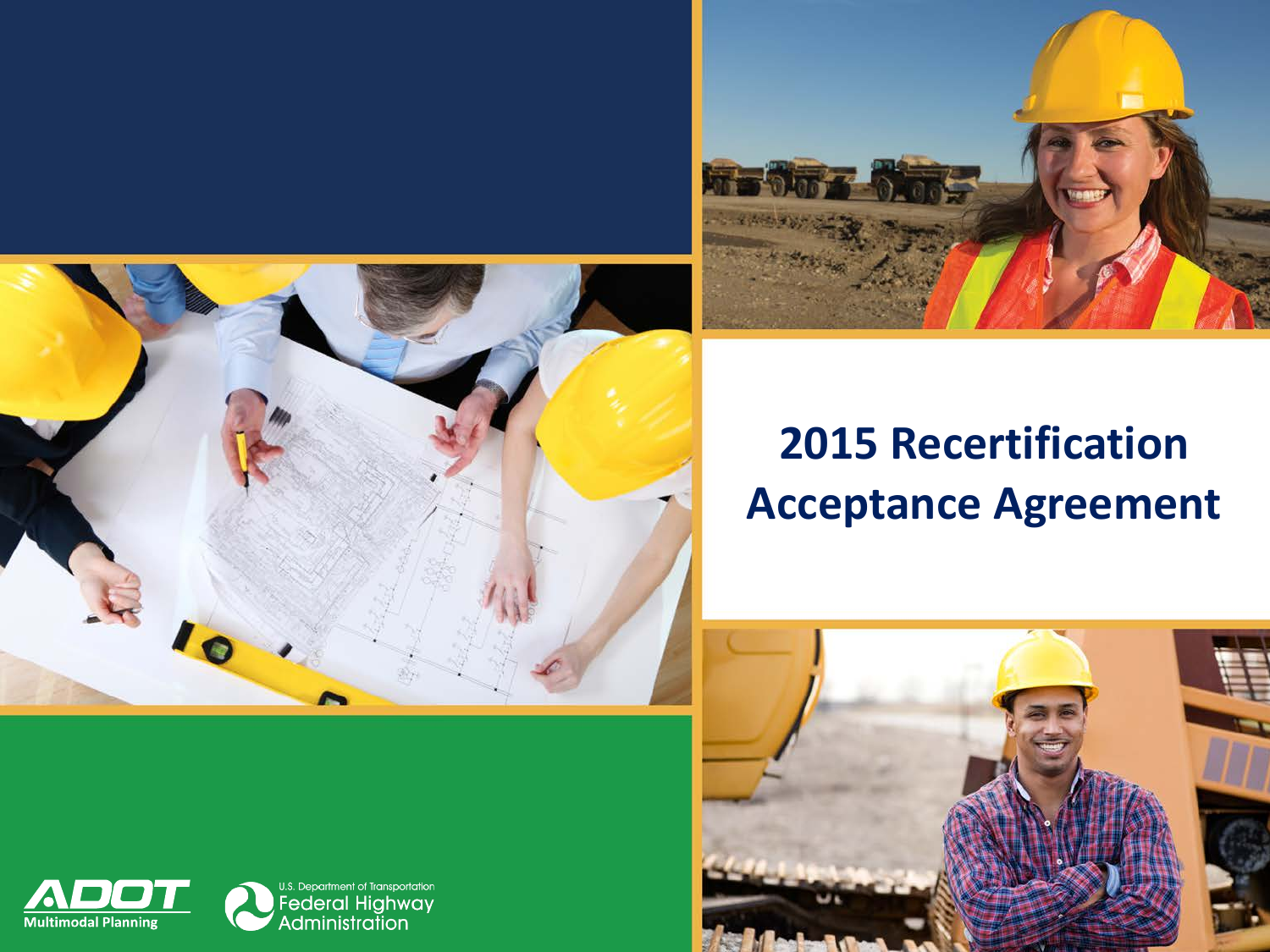# 2015 Recertification Acceptance Agreement

ADOT Multimodal Planning

U.S. Department of Transportation Federal Highway Administration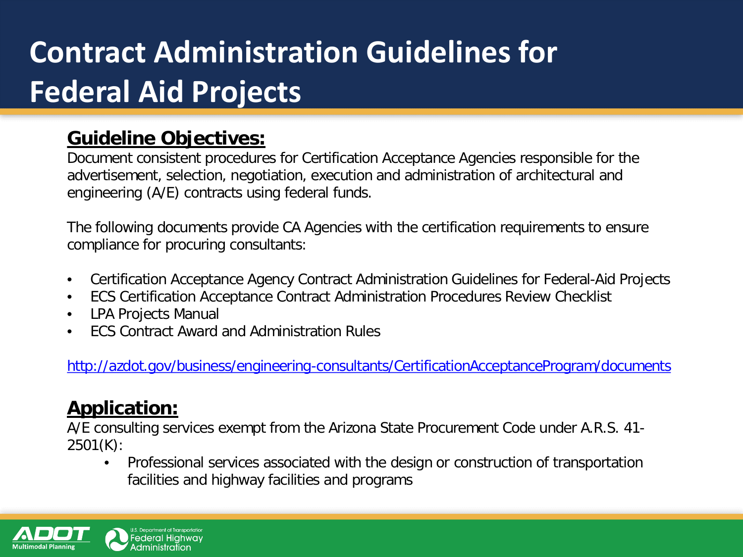# Contract Administration Guidelines for Federal Aid Projects

## Guideline Objectives:

Document consistent procedures for Certification Acceptance Agencies responsible for the advertisement, selection, negotiation, execution and administration of architectural and engineering (A/E) contracts using federal funds.

The following documents provide CA Agencies with the certification requirements to ensure compliance for procuring consultants:

- Certification Acceptance Agency Contract Administration Guidelines for Federal-Aid Projects
- ECS Certification Acceptance Contract Administration Procedures Review Checklist
- LPA Projects Manual
- ECS Contract Award and Administration Rules

http://azdot.gov/business/engineering-consultants/CertificationAcceptanceProgram/documents

## Application:

A/E consulting services exempt from the Arizona State Procurement Code under A.R.S. 41-2501(K):

- Professional services associated with the design or construction of transportation facilities and highway facilities and programs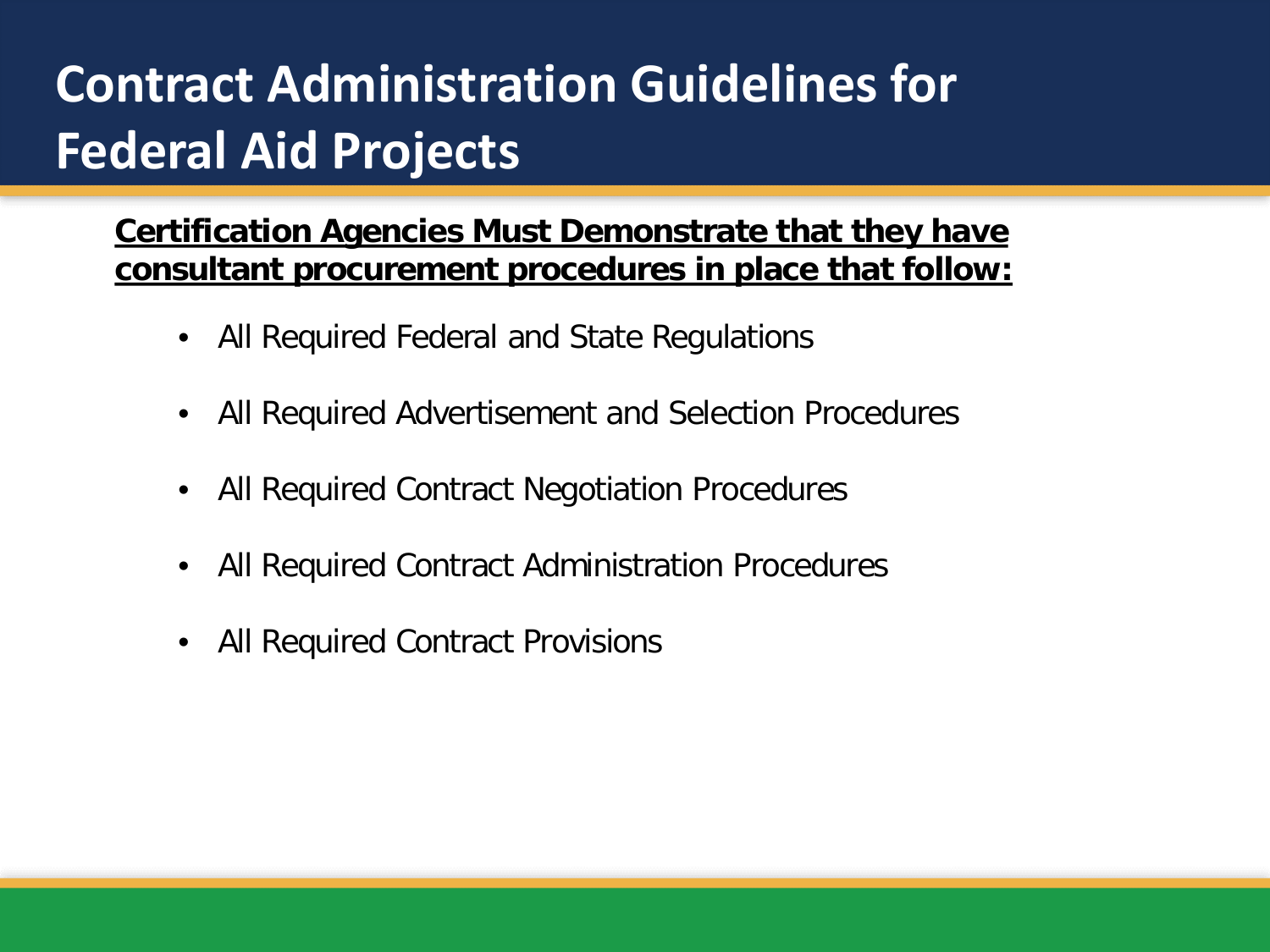# Contract Administration Guidelines for Federal Aid Projects

**Certification Agencies Must Demonstrate that they have consultant procurement procedures in place that follow:**

- All Required Federal and State Regulations
- All Required Advertisement and Selection Procedures
- All Required Contract Negotiation Procedures
- All Required Contract Administration Procedures
- All Required Contract Provisions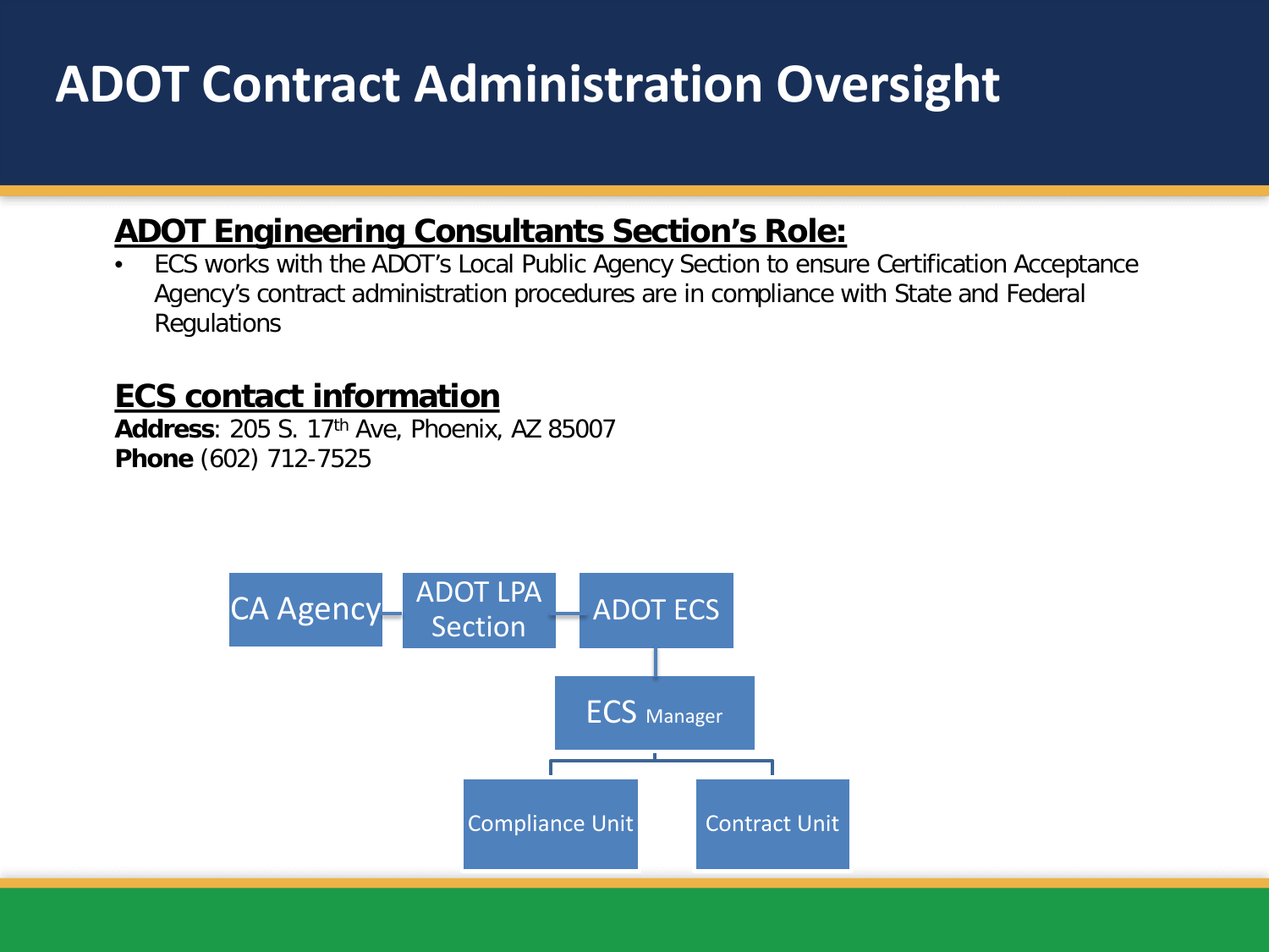# ADOT Contract Administration Oversight

**ADOT Engineering Consultants Section's Role:**

- ECS works with the ADOT's Local Public Agency Section to ensure Certification Acceptance Agency's contract administration procedures are in compliance with State and Federal Regulations

**ECS contact information**

**Address**: 205 S. 17th Ave, Phoenix, AZ 85007
**Phone** (602) 712-7525

CA Agency — ADOT LPA Section — ADOT ECS

ECS Manager

Compliance Unit

Contract Unit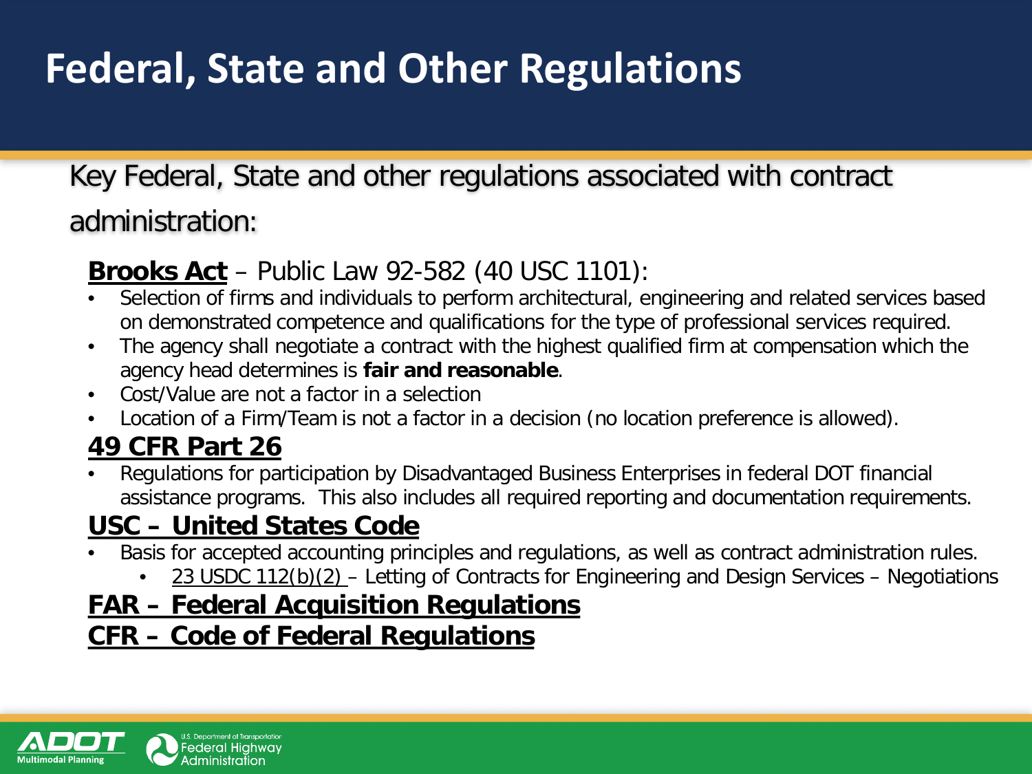# Federal, State and Other Regulations

Key Federal, State and other regulations associated with contract administration:

**Brooks Act** – Public Law 92-582 (40 USC 1101):

- Selection of firms and individuals to perform architectural, engineering and related services based on demonstrated competence and qualifications for the type of professional services required.
- The agency shall negotiate a contract with the highest qualified firm at compensation which the agency head determines is **fair and reasonable**.
- Cost/Value are not a factor in a selection
- Location of a Firm/Team is not a factor in a decision (no location preference is allowed).

**49 CFR Part 26**

- Regulations for participation by Disadvantaged Business Enterprises in federal DOT financial assistance programs. This also includes all required reporting and documentation requirements.

**USC – United States Code**

- Basis for accepted accounting principles and regulations, as well as contract administration rules.
  - 23 USDC 112(b)(2) – Letting of Contracts for Engineering and Design Services – Negotiations

**FAR – Federal Acquisition Regulations**

**CFR – Code of Federal Regulations**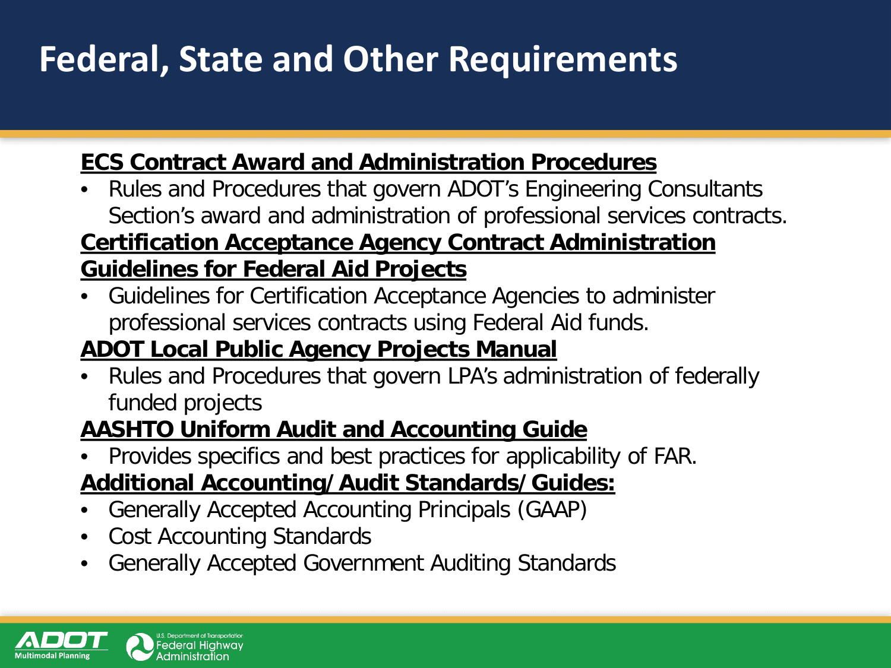# Federal, State and Other Requirements

**ECS Contract Award and Administration Procedures**

- Rules and Procedures that govern ADOT's Engineering Consultants Section's award and administration of professional services contracts.

**Certification Acceptance Agency Contract Administration Guidelines for Federal Aid Projects**

- Guidelines for Certification Acceptance Agencies to administer professional services contracts using Federal Aid funds.

**ADOT Local Public Agency Projects Manual**

- Rules and Procedures that govern LPA's administration of federally funded projects

**AASHTO Uniform Audit and Accounting Guide**

- Provides specifics and best practices for applicability of FAR.

**Additional Accounting/Audit Standards/Guides:**

- Generally Accepted Accounting Principals (GAAP)
- Cost Accounting Standards
- Generally Accepted Government Auditing Standards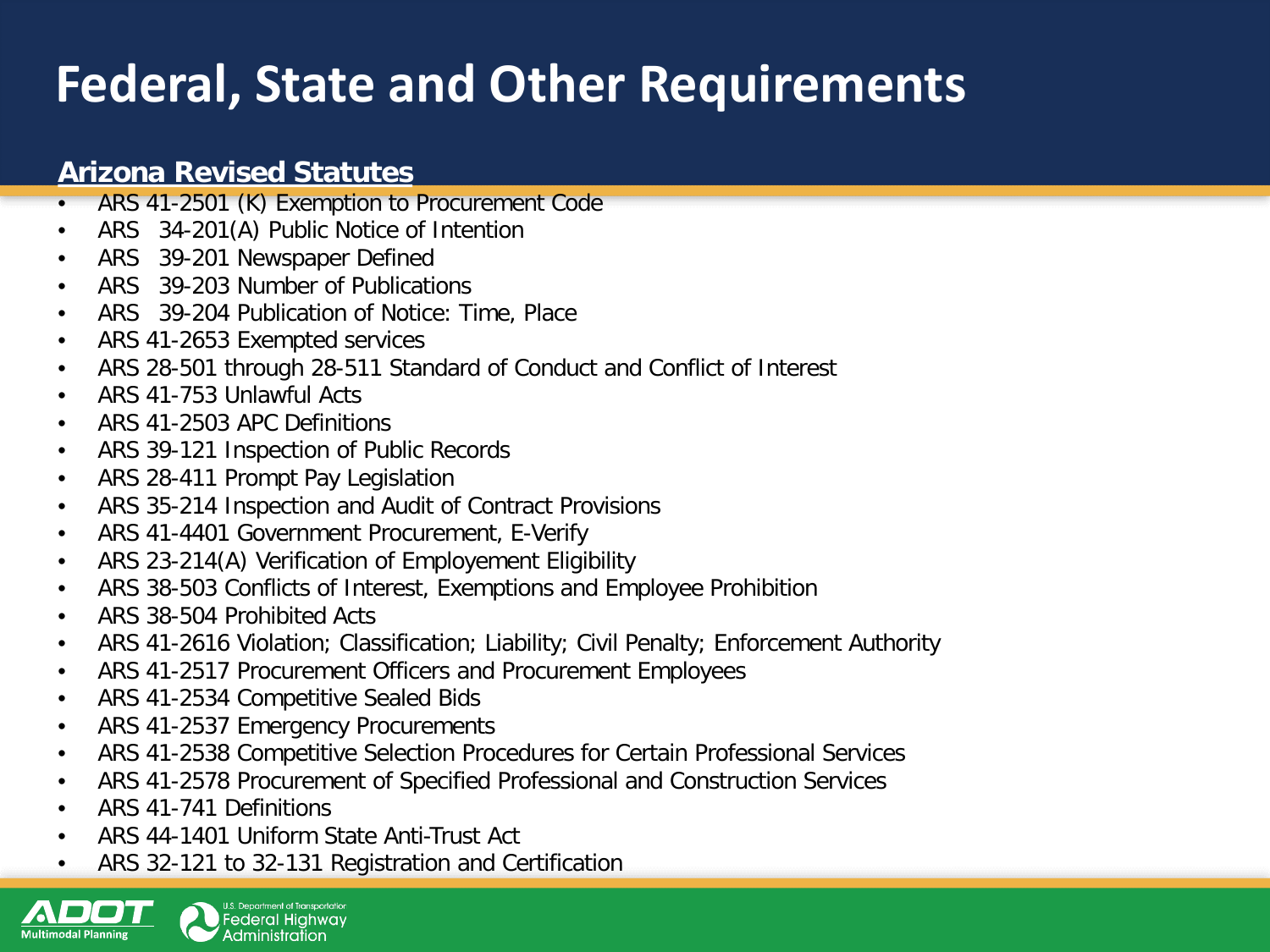# Federal, State and Other Requirements

## Arizona Revised Statutes

- ARS 41-2501 (K) Exemption to Procurement Code
- ARS 34-201(A) Public Notice of Intention
- ARS 39-201 Newspaper Defined
- ARS 39-203 Number of Publications
- ARS 39-204 Publication of Notice: Time, Place
- ARS 41-2653 Exempted services
- ARS 28-501 through 28-511 Standard of Conduct and Conflict of Interest
- ARS 41-753 Unlawful Acts
- ARS 41-2503 APC Definitions
- ARS 39-121 Inspection of Public Records
- ARS 28-411 Prompt Pay Legislation
- ARS 35-214 Inspection and Audit of Contract Provisions
- ARS 41-4401 Government Procurement, E-Verify
- ARS 23-214(A) Verification of Employement Eligibility
- ARS 38-503 Conflicts of Interest, Exemptions and Employee Prohibition
- ARS 38-504 Prohibited Acts
- ARS 41-2616 Violation; Classification; Liability; Civil Penalty; Enforcement Authority
- ARS 41-2517 Procurement Officers and Procurement Employees
- ARS 41-2534 Competitive Sealed Bids
- ARS 41-2537 Emergency Procurements
- ARS 41-2538 Competitive Selection Procedures for Certain Professional Services
- ARS 41-2578 Procurement of Specified Professional and Construction Services
- ARS 41-741 Definitions
- ARS 44-1401 Uniform State Anti-Trust Act
- ARS 32-121 to 32-131 Registration and Certification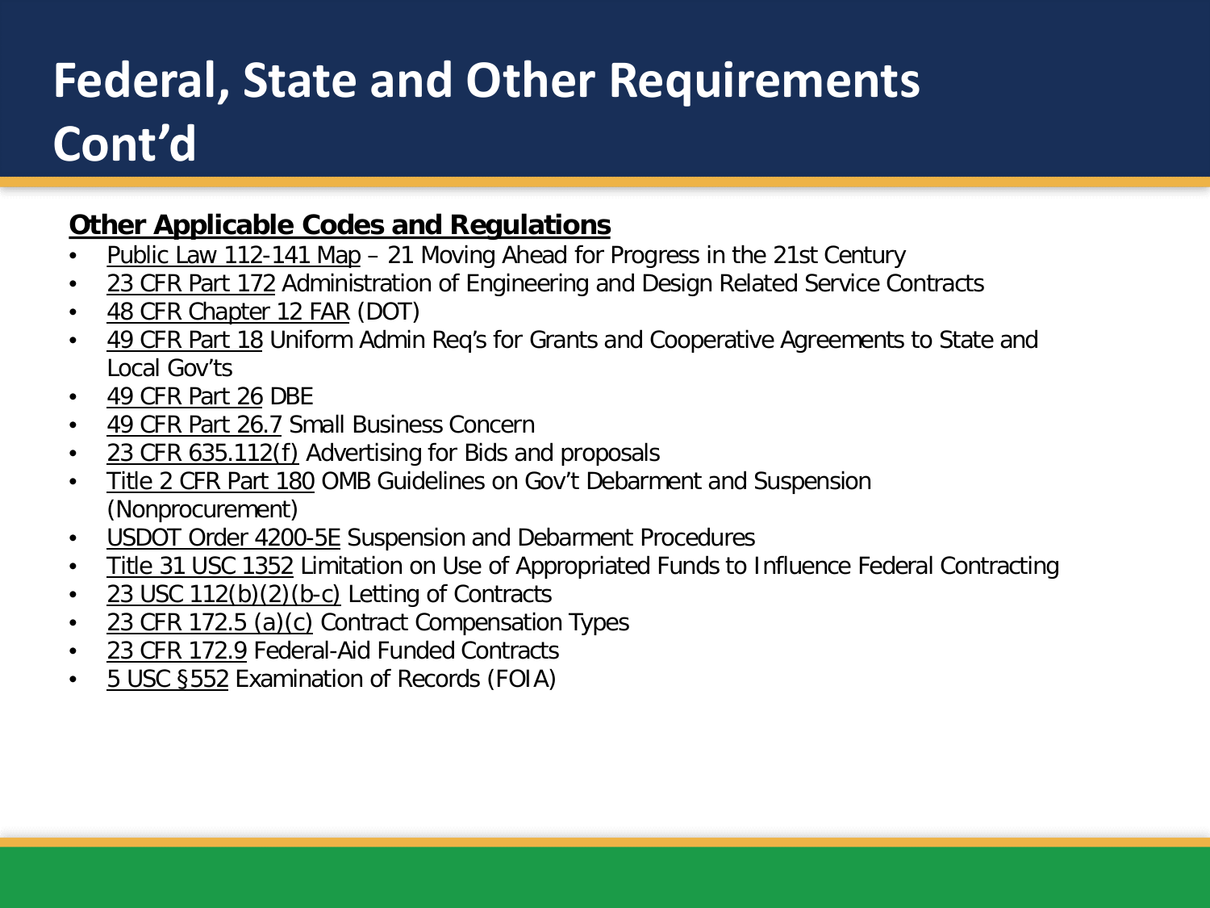# Federal, State and Other Requirements Cont'd

**Other Applicable Codes and Regulations**

- Public Law 112-141 Map – 21 Moving Ahead for Progress in the 21st Century
- 23 CFR Part 172 Administration of Engineering and Design Related Service Contracts
- 48 CFR Chapter 12 FAR (DOT)
- 49 CFR Part 18 Uniform Admin Req's for Grants and Cooperative Agreements to State and Local Gov'ts
- 49 CFR Part 26 DBE
- 49 CFR Part 26.7 Small Business Concern
- 23 CFR 635.112(f) Advertising for Bids and proposals
- Title 2 CFR Part 180 OMB Guidelines on Gov't Debarment and Suspension (Nonprocurement)
- USDOT Order 4200-5E Suspension and Debarment Procedures
- Title 31 USC 1352 Limitation on Use of Appropriated Funds to Influence Federal Contracting
- 23 USC 112(b)(2)(b-c) Letting of Contracts
- 23 CFR 172.5 (a)(c) Contract Compensation Types
- 23 CFR 172.9 Federal-Aid Funded Contracts
- 5 USC §552 Examination of Records (FOIA)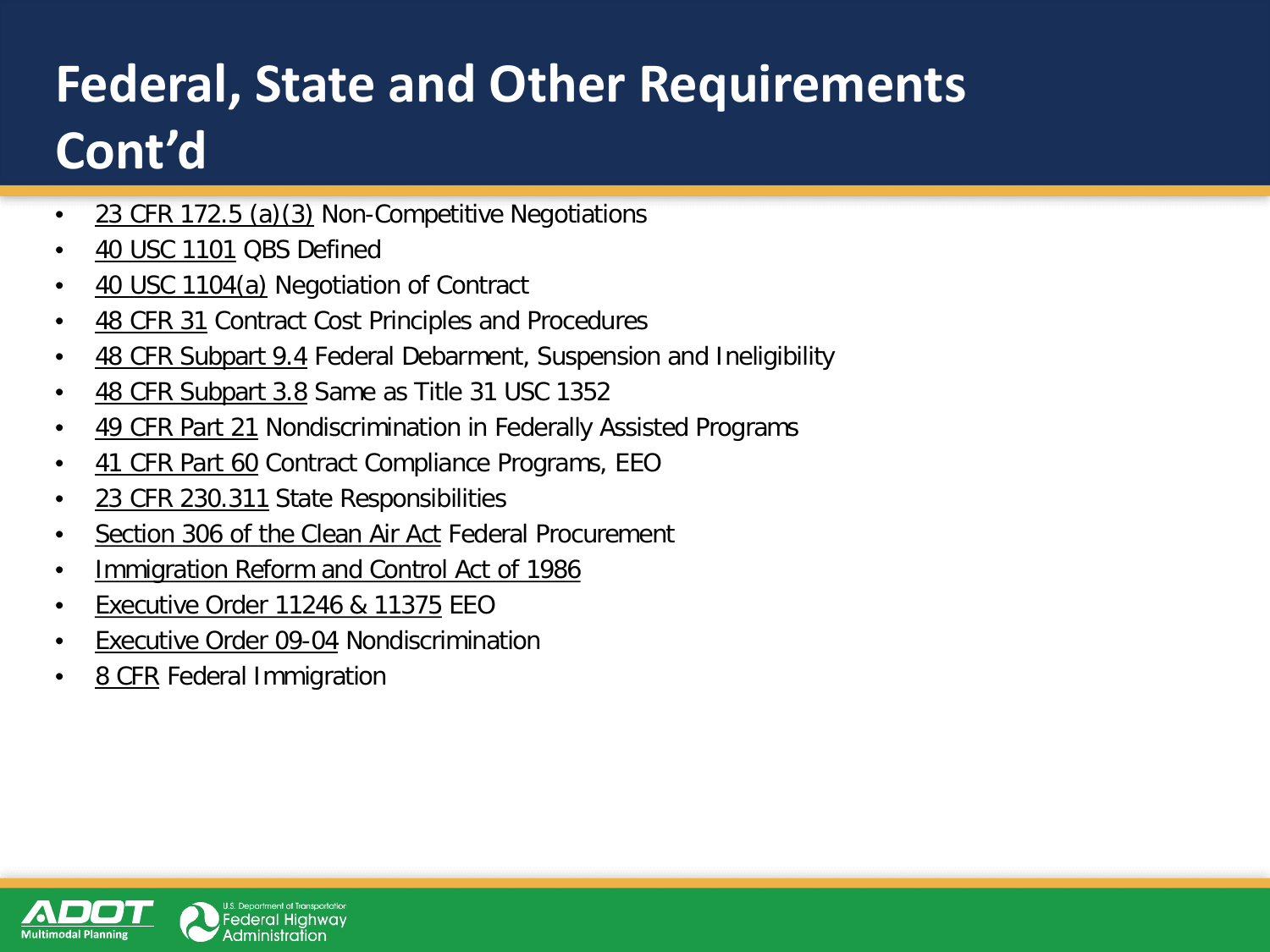# Federal, State and Other Requirements Cont'd

- 23 CFR 172.5 (a)(3) Non-Competitive Negotiations
- 40 USC 1101 QBS Defined
- 40 USC 1104(a) Negotiation of Contract
- 48 CFR 31 Contract Cost Principles and Procedures
- 48 CFR Subpart 9.4 Federal Debarment, Suspension and Ineligibility
- 48 CFR Subpart 3.8 Same as Title 31 USC 1352
- 49 CFR Part 21 Nondiscrimination in Federally Assisted Programs
- 41 CFR Part 60 Contract Compliance Programs, EEO
- 23 CFR 230.311 State Responsibilities
- Section 306 of the Clean Air Act Federal Procurement
- Immigration Reform and Control Act of 1986
- Executive Order 11246 & 11375 EEO
- Executive Order 09-04 Nondiscrimination
- 8 CFR Federal Immigration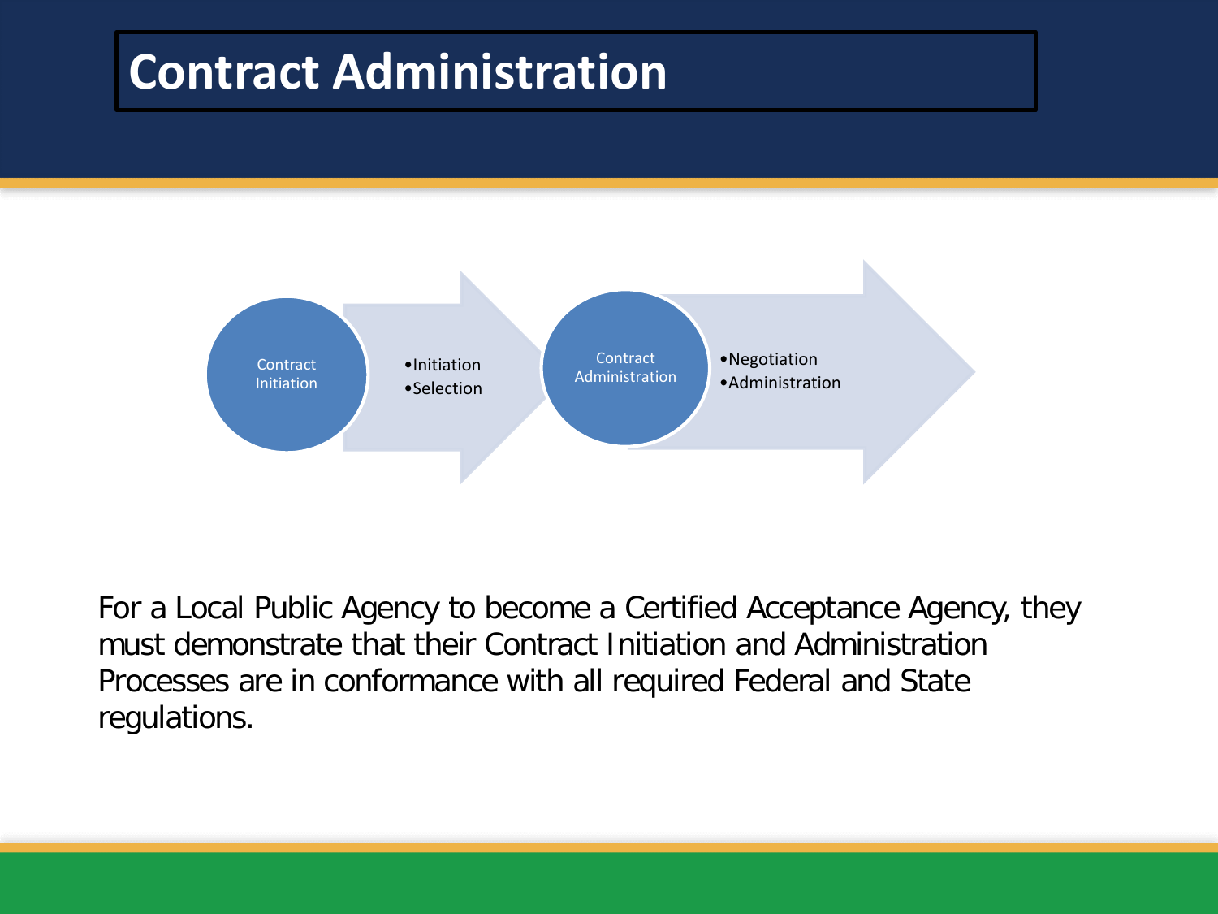# Contract Administration

Contract Initiation

- Initiation
- Selection

Contract Administration

- Negotiation
- Administration

For a Local Public Agency to become a Certified Acceptance Agency, they must demonstrate that their Contract Initiation and Administration Processes are in conformance with all required Federal and State regulations.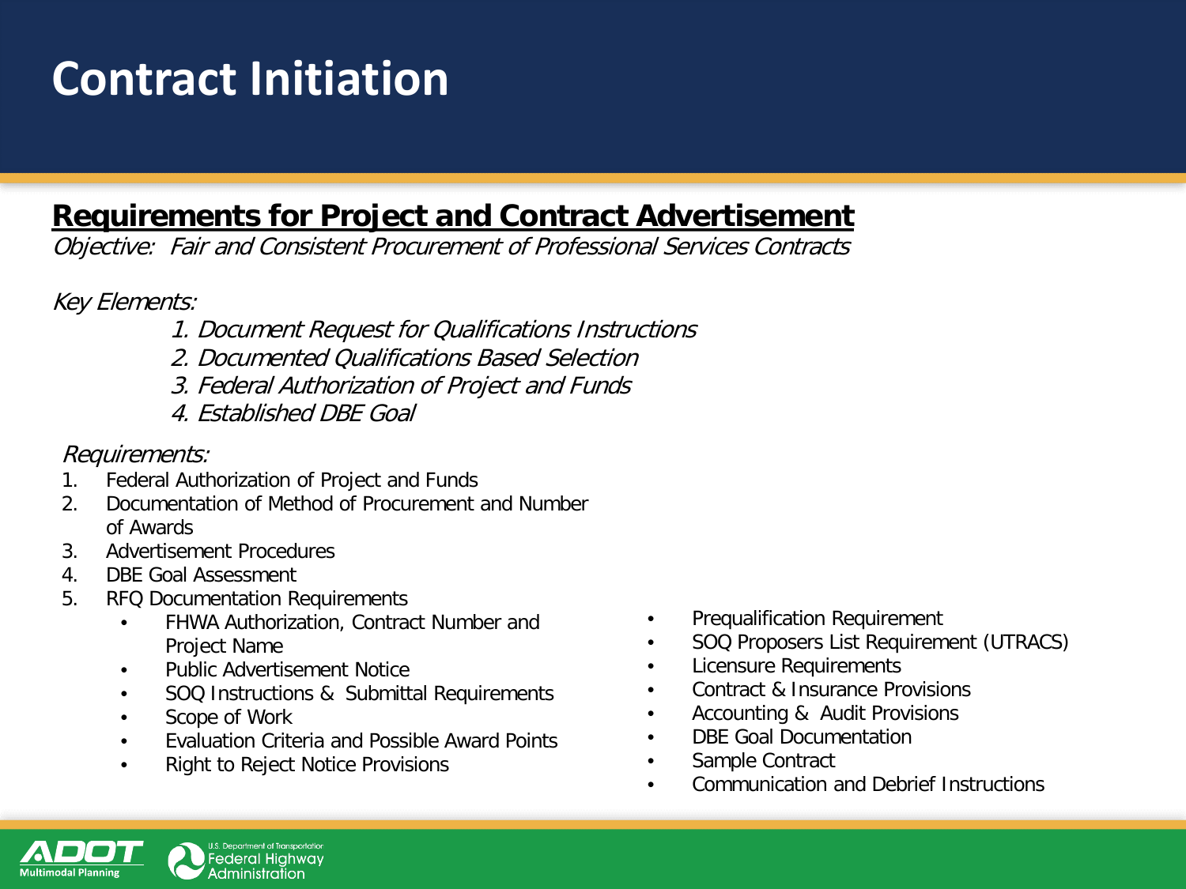# Contract Initiation

## Requirements for Project and Contract Advertisement

*Objective: Fair and Consistent Procurement of Professional Services Contracts*

*Key Elements:*

1. *Document Request for Qualifications Instructions*
2. *Documented Qualifications Based Selection*
3. *Federal Authorization of Project and Funds*
4. *Established DBE Goal*

*Requirements:*

1. Federal Authorization of Project and Funds
2. Documentation of Method of Procurement and Number of Awards
3. Advertisement Procedures
4. DBE Goal Assessment
5. RFQ Documentation Requirements
   - FHWA Authorization, Contract Number and Project Name
   - Public Advertisement Notice
   - SOQ Instructions & Submittal Requirements
   - Scope of Work
   - Evaluation Criteria and Possible Award Points
   - Right to Reject Notice Provisions
   - Prequalification Requirement
   - SOQ Proposers List Requirement (UTRACS)
   - Licensure Requirements
   - Contract & Insurance Provisions
   - Accounting & Audit Provisions
   - DBE Goal Documentation
   - Sample Contract
   - Communication and Debrief Instructions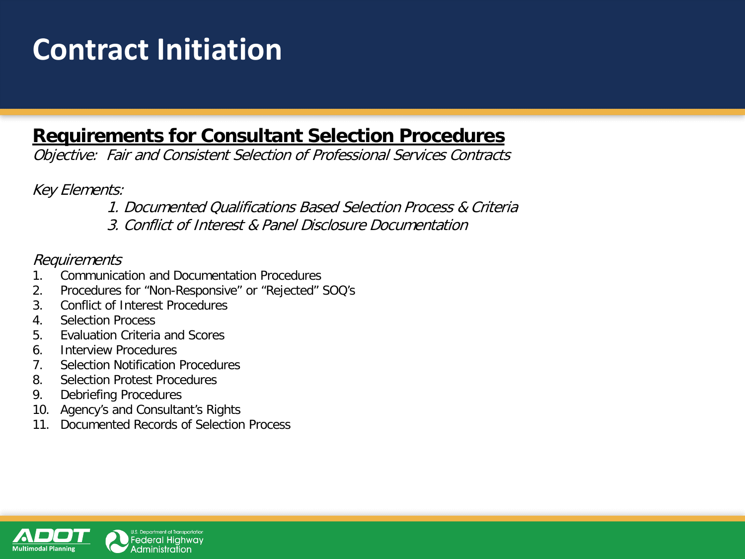# Contract Initiation

## Requirements for Consultant Selection Procedures

*Objective: Fair and Consistent Selection of Professional Services Contracts*

*Key Elements:*

*1. Documented Qualifications Based Selection Process & Criteria*

*3. Conflict of Interest & Panel Disclosure Documentation*

*Requirements*

1. Communication and Documentation Procedures
2. Procedures for "Non-Responsive" or "Rejected" SOQ's
3. Conflict of Interest Procedures
4. Selection Process
5. Evaluation Criteria and Scores
6. Interview Procedures
7. Selection Notification Procedures
8. Selection Protest Procedures
9. Debriefing Procedures
10. Agency's and Consultant's Rights
11. Documented Records of Selection Process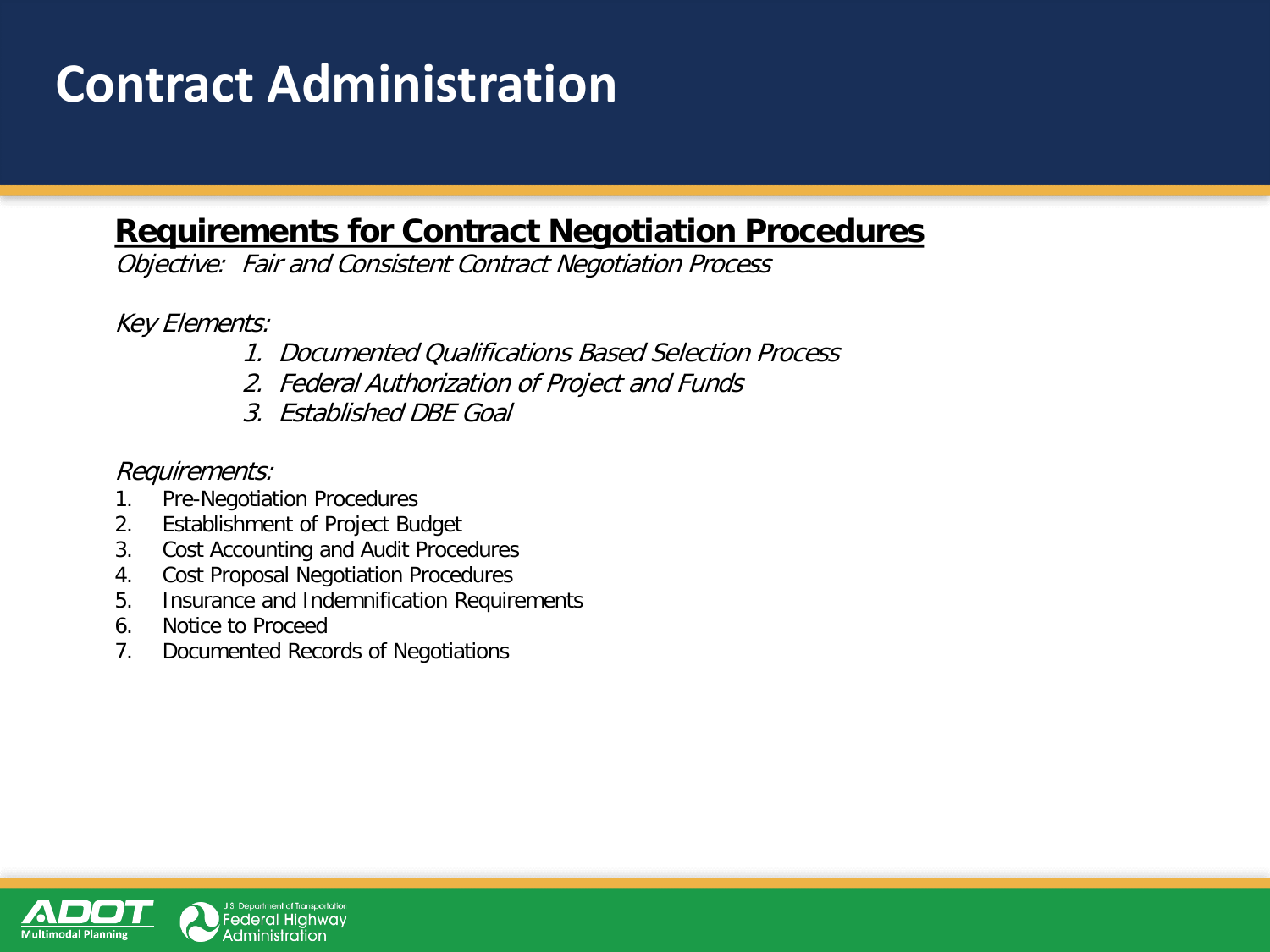# Contract Administration

## Requirements for Contract Negotiation Procedures

*Objective: Fair and Consistent Contract Negotiation Process*

*Key Elements:*

1. *Documented Qualifications Based Selection Process*
2. *Federal Authorization of Project and Funds*
3. *Established DBE Goal*

*Requirements:*

1. Pre-Negotiation Procedures
2. Establishment of Project Budget
3. Cost Accounting and Audit Procedures
4. Cost Proposal Negotiation Procedures
5. Insurance and Indemnification Requirements
6. Notice to Proceed
7. Documented Records of Negotiations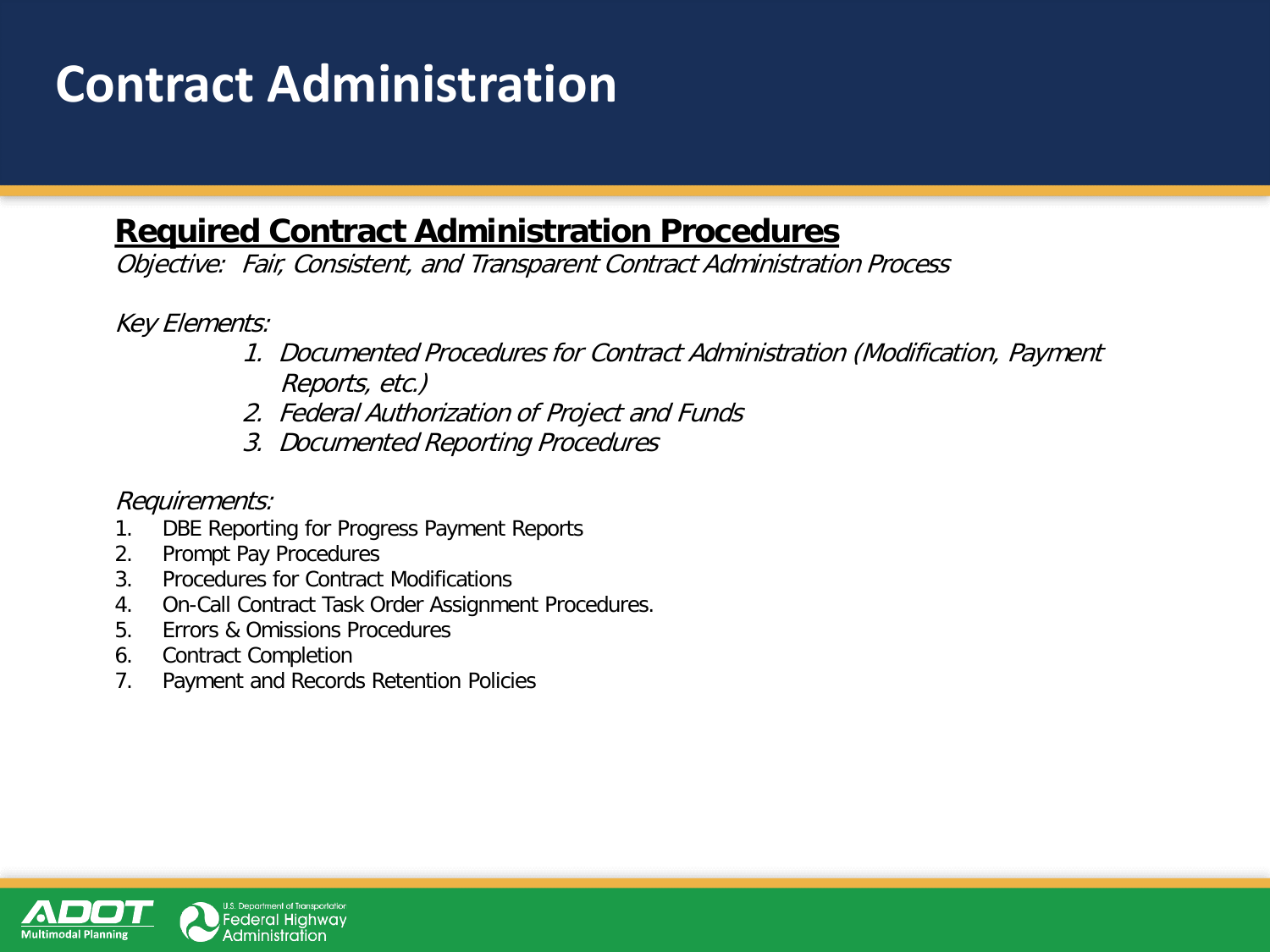# Contract Administration

**Required Contract Administration Procedures**

*Objective: Fair, Consistent, and Transparent Contract Administration Process*

*Key Elements:*

1. *Documented Procedures for Contract Administration (Modification, Payment Reports, etc.)*
2. *Federal Authorization of Project and Funds*
3. *Documented Reporting Procedures*

*Requirements:*

1. DBE Reporting for Progress Payment Reports
2. Prompt Pay Procedures
3. Procedures for Contract Modifications
4. On-Call Contract Task Order Assignment Procedures.
5. Errors & Omissions Procedures
6. Contract Completion
7. Payment and Records Retention Policies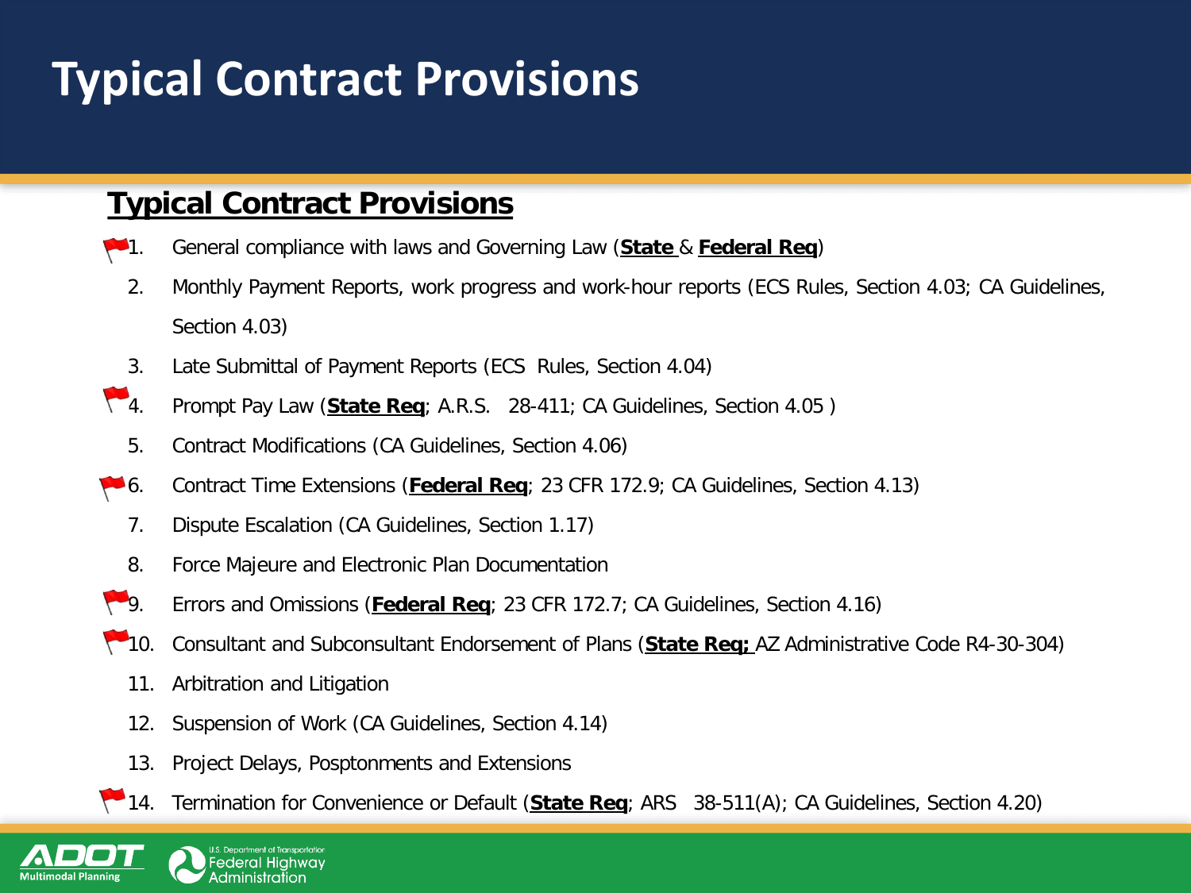# Typical Contract Provisions

## Typical Contract Provisions

1. General compliance with laws and Governing Law (**State** & **Federal Req**)
2. Monthly Payment Reports, work progress and work-hour reports (ECS Rules, Section 4.03; CA Guidelines, Section 4.03)
3. Late Submittal of Payment Reports (ECS Rules, Section 4.04)
4. Prompt Pay Law (**State Req**; A.R.S. 28-411; CA Guidelines, Section 4.05 )
5. Contract Modifications (CA Guidelines, Section 4.06)
6. Contract Time Extensions (**Federal Req**; 23 CFR 172.9; CA Guidelines, Section 4.13)
7. Dispute Escalation (CA Guidelines, Section 1.17)
8. Force Majeure and Electronic Plan Documentation
9. Errors and Omissions (**Federal Req**; 23 CFR 172.7; CA Guidelines, Section 4.16)
10. Consultant and Subconsultant Endorsement of Plans (**State Req;** AZ Administrative Code R4-30-304)
11. Arbitration and Litigation
12. Suspension of Work (CA Guidelines, Section 4.14)
13. Project Delays, Posptonments and Extensions
14. Termination for Convenience or Default (**State Req**; ARS 38-511(A); CA Guidelines, Section 4.20)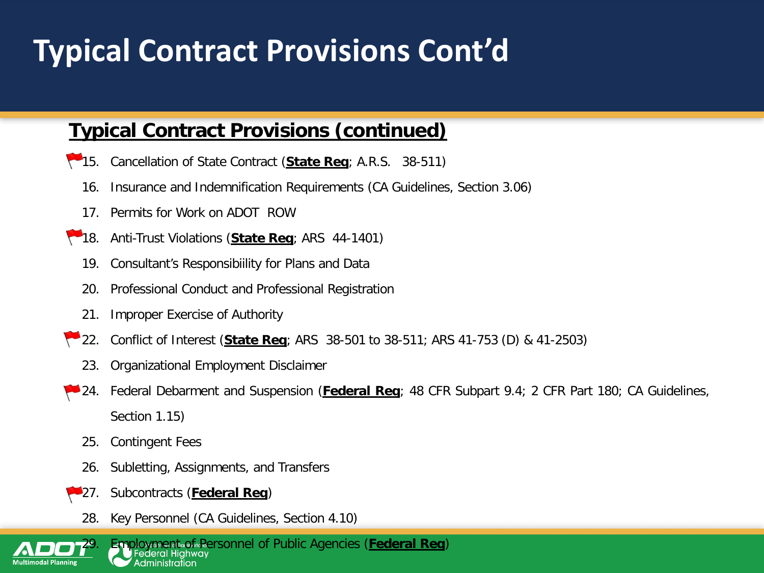# Typical Contract Provisions Cont'd

## Typical Contract Provisions (continued)

15. Cancellation of State Contract (**State Req**; A.R.S. 38-511)
16. Insurance and Indemnification Requirements (CA Guidelines, Section 3.06)
17. Permits for Work on ADOT ROW
18. Anti-Trust Violations (**State Req**; ARS 44-1401)
19. Consultant's Responsibiility for Plans and Data
20. Professional Conduct and Professional Registration
21. Improper Exercise of Authority
22. Conflict of Interest (**State Req**; ARS 38-501 to 38-511; ARS 41-753 (D) & 41-2503)
23. Organizational Employment Disclaimer
24. Federal Debarment and Suspension (**Federal Req**; 48 CFR Subpart 9.4; 2 CFR Part 180; CA Guidelines, Section 1.15)
25. Contingent Fees
26. Subletting, Assignments, and Transfers
27. Subcontracts (**Federal Req**)
28. Key Personnel (CA Guidelines, Section 4.10)
29. Employment of Personnel of Public Agencies (**Federal Req**)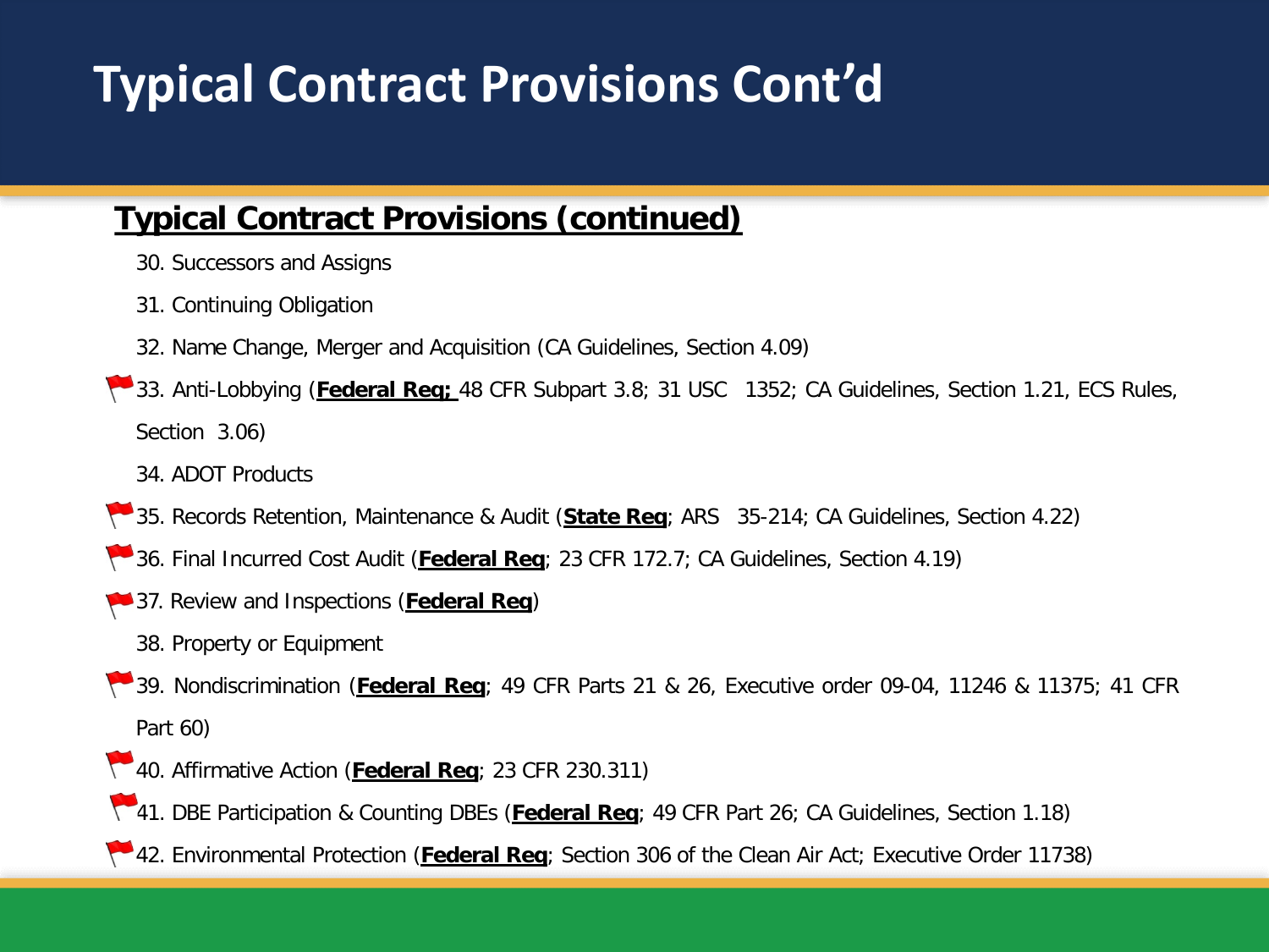# Typical Contract Provisions Cont'd

## **Typical Contract Provisions (continued)**

30. Successors and Assigns
31. Continuing Obligation
32. Name Change, Merger and Acquisition (CA Guidelines, Section 4.09)
33. Anti-Lobbying (**Federal Req;** 48 CFR Subpart 3.8; 31 USC 1352; CA Guidelines, Section 1.21, ECS Rules, Section 3.06)
34. ADOT Products
35. Records Retention, Maintenance & Audit (**State Req**; ARS 35-214; CA Guidelines, Section 4.22)
36. Final Incurred Cost Audit (**Federal Req**; 23 CFR 172.7; CA Guidelines, Section 4.19)
37. Review and Inspections (**Federal Req**)
38. Property or Equipment
39. Nondiscrimination (**Federal Req**; 49 CFR Parts 21 & 26, Executive order 09-04, 11246 & 11375; 41 CFR Part 60)
40. Affirmative Action (**Federal Req**; 23 CFR 230.311)
41. DBE Participation & Counting DBEs (**Federal Req**; 49 CFR Part 26; CA Guidelines, Section 1.18)
42. Environmental Protection (**Federal Req**; Section 306 of the Clean Air Act; Executive Order 11738)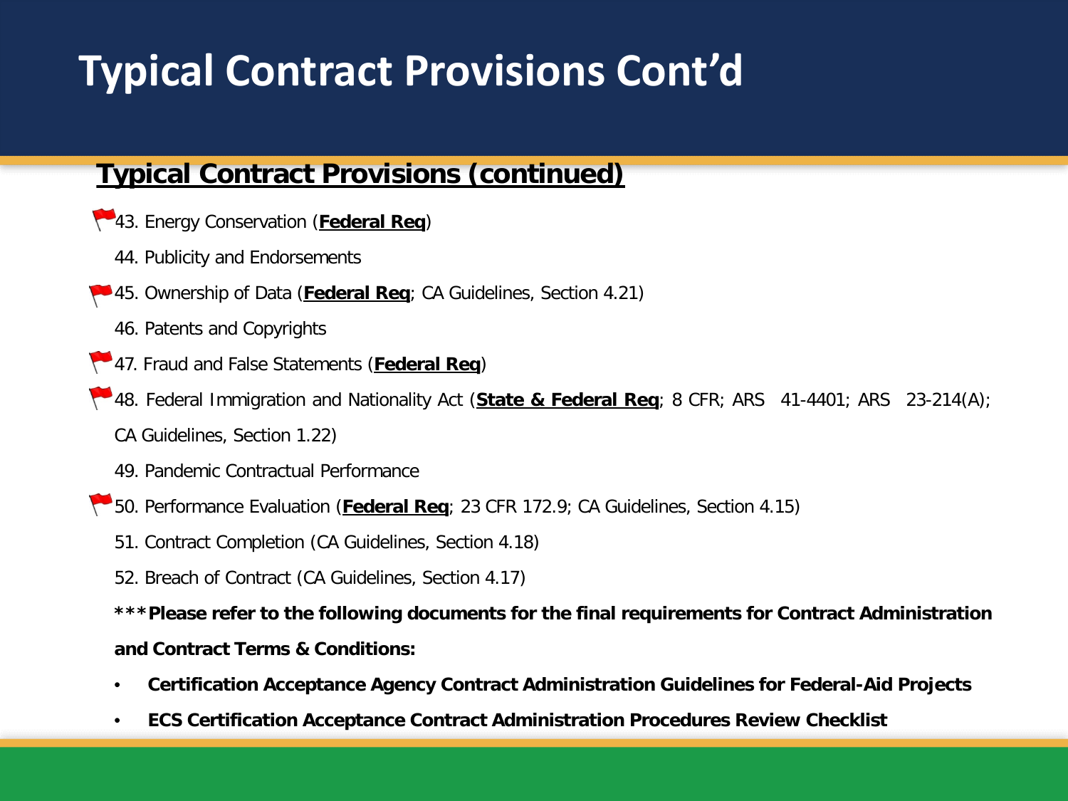# Typical Contract Provisions Cont'd

## Typical Contract Provisions (continued)

🚩43. Energy Conservation (**Federal Req**)

44. Publicity and Endorsements

🚩45. Ownership of Data (**Federal Req**; CA Guidelines, Section 4.21)

46. Patents and Copyrights

🚩47. Fraud and False Statements (**Federal Req**)

🚩48. Federal Immigration and Nationality Act (**State & Federal Req**; 8 CFR; ARS 41-4401; ARS 23-214(A); CA Guidelines, Section 1.22)

49. Pandemic Contractual Performance

🚩50. Performance Evaluation (**Federal Req**; 23 CFR 172.9; CA Guidelines, Section 4.15)

51. Contract Completion (CA Guidelines, Section 4.18)

52. Breach of Contract (CA Guidelines, Section 4.17)

**\*\*\*Please refer to the following documents for the final requirements for Contract Administration and Contract Terms & Conditions:**

- **Certification Acceptance Agency Contract Administration Guidelines for Federal-Aid Projects**
- **ECS Certification Acceptance Contract Administration Procedures Review Checklist**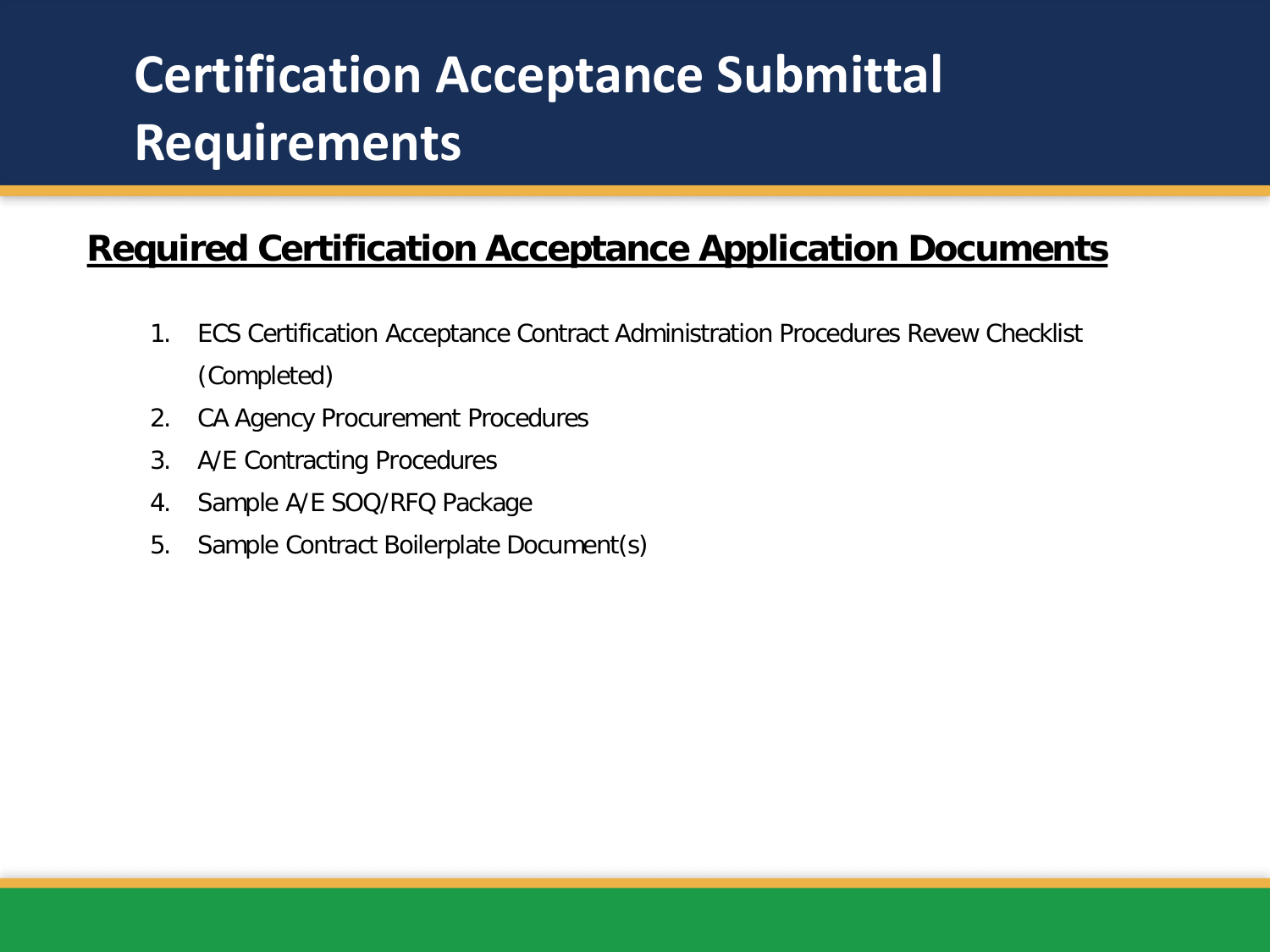# Certification Acceptance Submittal Requirements

**Required Certification Acceptance Application Documents**

1. ECS Certification Acceptance Contract Administration Procedures Revew Checklist (Completed)
2. CA Agency Procurement Procedures
3. A/E Contracting Procedures
4. Sample A/E SOQ/RFQ Package
5. Sample Contract Boilerplate Document(s)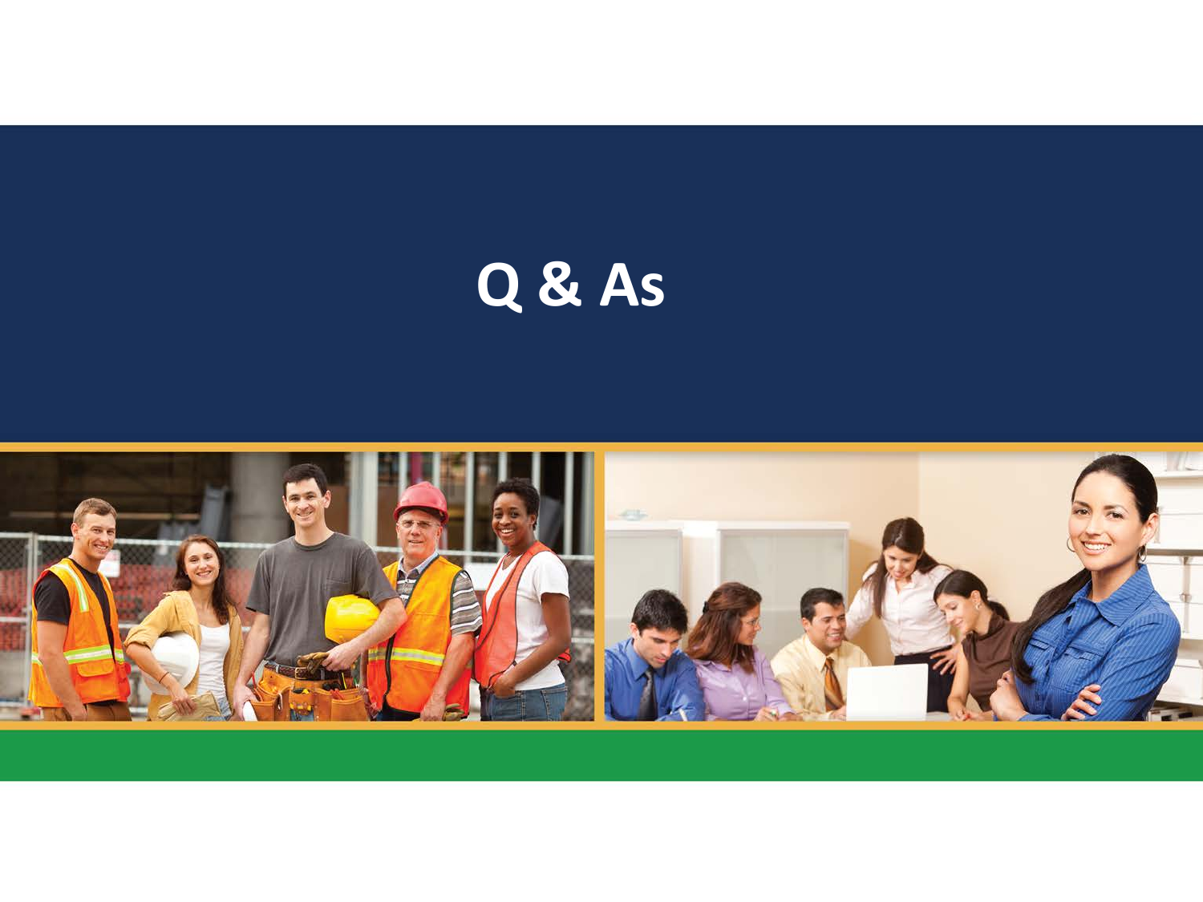# Q & As